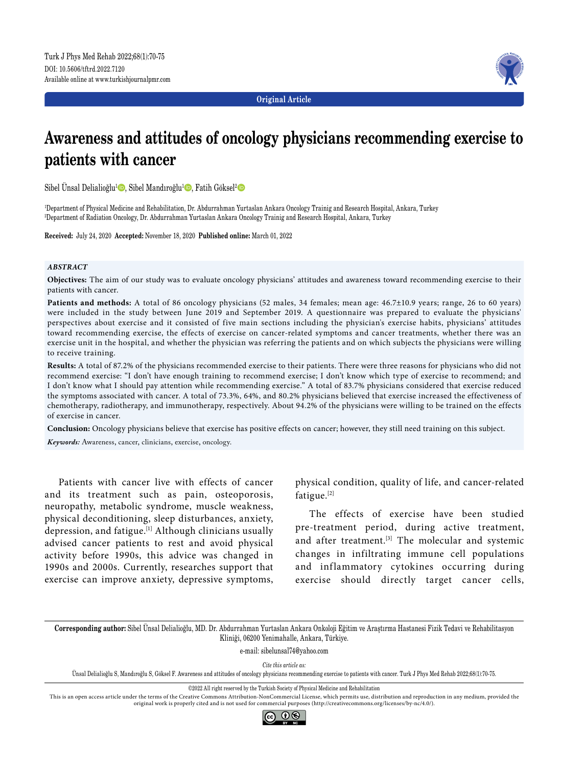Original Article

# Awareness and attitudes of oncology physicians recommending exercise to patients with cancer

Sibel Ünsal Delialioğlu[1], Sibel Mandıroğlu[1], Fatih Göksel[2]

[1]Department of Physical Medicine and Rehabilitation, Dr. Abdurrahman Yurtaslan Ankara Oncology Trainig and Research Hospital, Ankara, Turkey
[2]Department of Radiation Oncology, Dr. Abdurrahman Yurtaslan Ankara Oncology Trainig and Research Hospital, Ankara, Turkey

**Received:** July 24, 2020 **Accepted:** November 18, 2020 **Published online:** March 01, 2022

## *ABSTRACT*

**Objectives:** The aim of our study was to evaluate oncology physicians' attitudes and awareness toward recommending exercise to their patients with cancer.

**Patients and methods:** A total of 86 oncology physicians (52 males, 34 females; mean age: 46.7±10.9 years; range, 26 to 60 years) were included in the study between June 2019 and September 2019. A questionnaire was prepared to evaluate the physicians' perspectives about exercise and it consisted of five main sections including the physician's exercise habits, physicians' attitudes toward recommending exercise, the effects of exercise on cancer-related symptoms and cancer treatments, whether there was an exercise unit in the hospital, and whether the physician was referring the patients and on which subjects the physicians were willing to receive training.

**Results:** A total of 87.2% of the physicians recommended exercise to their patients. There were three reasons for physicians who did not recommend exercise: "I don't have enough training to recommend exercise; I don't know which type of exercise to recommend; and I don't know what I should pay attention while recommending exercise." A total of 83.7% physicians considered that exercise reduced the symptoms associated with cancer. A total of 73.3%, 64%, and 80.2% physicians believed that exercise increased the effectiveness of chemotherapy, radiotherapy, and immunotherapy, respectively. About 94.2% of the physicians were willing to be trained on the effects of exercise in cancer.

**Conclusion:** Oncology physicians believe that exercise has positive effects on cancer; however, they still need training on this subject.

***Keywords:*** Awareness, cancer, clinicians, exercise, oncology.

Patients with cancer live with effects of cancer and its treatment such as pain, osteoporosis, neuropathy, metabolic syndrome, muscle weakness, physical deconditioning, sleep disturbances, anxiety, depression, and fatigue.[1] Although clinicians usually advised cancer patients to rest and avoid physical activity before 1990s, this advice was changed in 1990s and 2000s. Currently, researches support that exercise can improve anxiety, depressive symptoms, physical condition, quality of life, and cancer-related fatigue.[2]

The effects of exercise have been studied pre-treatment period, during active treatment, and after treatment.[3] The molecular and systemic changes in infiltrating immune cell populations and inflammatory cytokines occurring during exercise should directly target cancer cells,

---

**Corresponding author:** Sibel Ünsal Delialioğlu, MD. Dr. Abdurrahman Yurtaslan Ankara Onkoloji Eğitim ve Araştırma Hastanesi Fizik Tedavi ve Rehabilitasyon Kliniği, 06200 Yenimahalle, Ankara, Türkiye.

e-mail: sibelunsal74@yahoo.com

*Cite this article as:*
Ünsal Delialioğlu S, Mandıroğlu S, Göksel F. Awareness and attitudes of oncology physicians recommending exercise to patients with cancer. Turk J Phys Med Rehab 2022;68(1):70-75.

©2022 All right reserved by the Turkish Society of Physical Medicine and Rehabilitation

This is an open access article under the terms of the Creative Commons Attribution-NonCommercial License, which permits use, distribution and reproduction in any medium, provided the original work is properly cited and is not used for commercial purposes (http://creativecommons.org/licenses/by-nc/4.0/).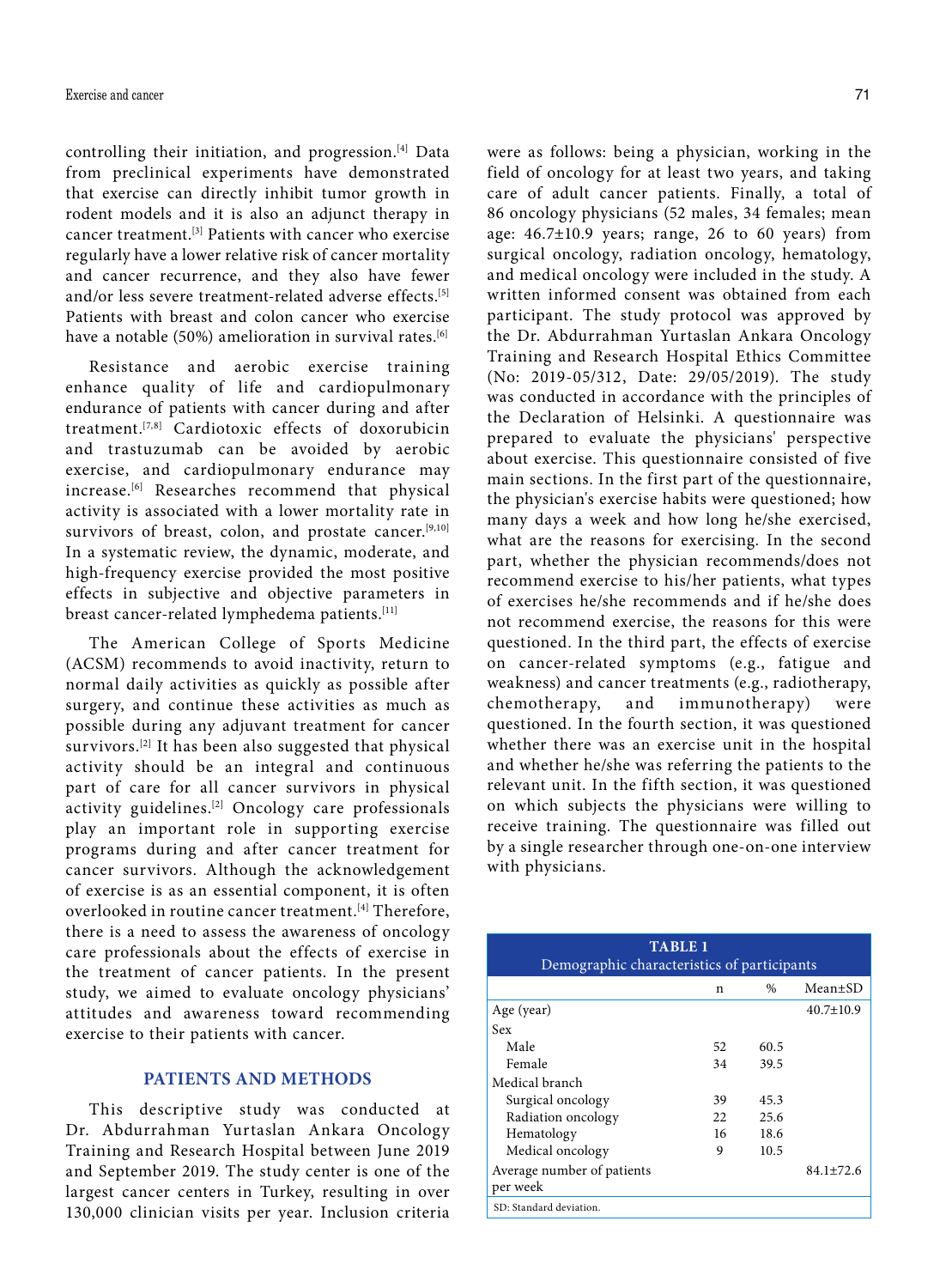controlling their initiation, and progression.[4] Data from preclinical experiments have demonstrated that exercise can directly inhibit tumor growth in rodent models and it is also an adjunct therapy in cancer treatment.[3] Patients with cancer who exercise regularly have a lower relative risk of cancer mortality and cancer recurrence, and they also have fewer and/or less severe treatment-related adverse effects.[5] Patients with breast and colon cancer who exercise have a notable (50%) amelioration in survival rates.[6]

Resistance and aerobic exercise training enhance quality of life and cardiopulmonary endurance of patients with cancer during and after treatment.[7,8] Cardiotoxic effects of doxorubicin and trastuzumab can be avoided by aerobic exercise, and cardiopulmonary endurance may increase.[6] Researches recommend that physical activity is associated with a lower mortality rate in survivors of breast, colon, and prostate cancer.[9,10] In a systematic review, the dynamic, moderate, and high-frequency exercise provided the most positive effects in subjective and objective parameters in breast cancer-related lymphedema patients.[11]

The American College of Sports Medicine (ACSM) recommends to avoid inactivity, return to normal daily activities as quickly as possible after surgery, and continue these activities as much as possible during any adjuvant treatment for cancer survivors.[2] It has been also suggested that physical activity should be an integral and continuous part of care for all cancer survivors in physical activity guidelines.[2] Oncology care professionals play an important role in supporting exercise programs during and after cancer treatment for cancer survivors. Although the acknowledgement of exercise is as an essential component, it is often overlooked in routine cancer treatment.[4] Therefore, there is a need to assess the awareness of oncology care professionals about the effects of exercise in the treatment of cancer patients. In the present study, we aimed to evaluate oncology physicians' attitudes and awareness toward recommending exercise to their patients with cancer.

## PATIENTS AND METHODS

This descriptive study was conducted at Dr. Abdurrahman Yurtaslan Ankara Oncology Training and Research Hospital between June 2019 and September 2019. The study center is one of the largest cancer centers in Turkey, resulting in over 130,000 clinician visits per year. Inclusion criteria were as follows: being a physician, working in the field of oncology for at least two years, and taking care of adult cancer patients. Finally, a total of 86 oncology physicians (52 males, 34 females; mean age: 46.7±10.9 years; range, 26 to 60 years) from surgical oncology, radiation oncology, hematology, and medical oncology were included in the study. A written informed consent was obtained from each participant. The study protocol was approved by the Dr. Abdurrahman Yurtaslan Ankara Oncology Training and Research Hospital Ethics Committee (No: 2019-05/312, Date: 29/05/2019). The study was conducted in accordance with the principles of the Declaration of Helsinki. A questionnaire was prepared to evaluate the physicians' perspective about exercise. This questionnaire consisted of five main sections. In the first part of the questionnaire, the physician's exercise habits were questioned; how many days a week and how long he/she exercised, what are the reasons for exercising. In the second part, whether the physician recommends/does not recommend exercise to his/her patients, what types of exercises he/she recommends and if he/she does not recommend exercise, the reasons for this were questioned. In the third part, the effects of exercise on cancer-related symptoms (e.g., fatigue and weakness) and cancer treatments (e.g., radiotherapy, chemotherapy, and immunotherapy) were questioned. In the fourth section, it was questioned whether there was an exercise unit in the hospital and whether he/she was referring the patients to the relevant unit. In the fifth section, it was questioned on which subjects the physicians were willing to receive training. The questionnaire was filled out by a single researcher through one-on-one interview with physicians.

**TABLE 1**
Demographic characteristics of participants

| | n | % | Mean±SD |
|---|---|---|---|
| Age (year) | | | 40.7±10.9 |
| Sex | | | |
| Male | 52 | 60.5 | |
| Female | 34 | 39.5 | |
| Medical branch | | | |
| Surgical oncology | 39 | 45.3 | |
| Radiation oncology | 22 | 25.6 | |
| Hematology | 16 | 18.6 | |
| Medical oncology | 9 | 10.5 | |
| Average number of patients per week | | | 84.1±72.6 |

SD: Standard deviation.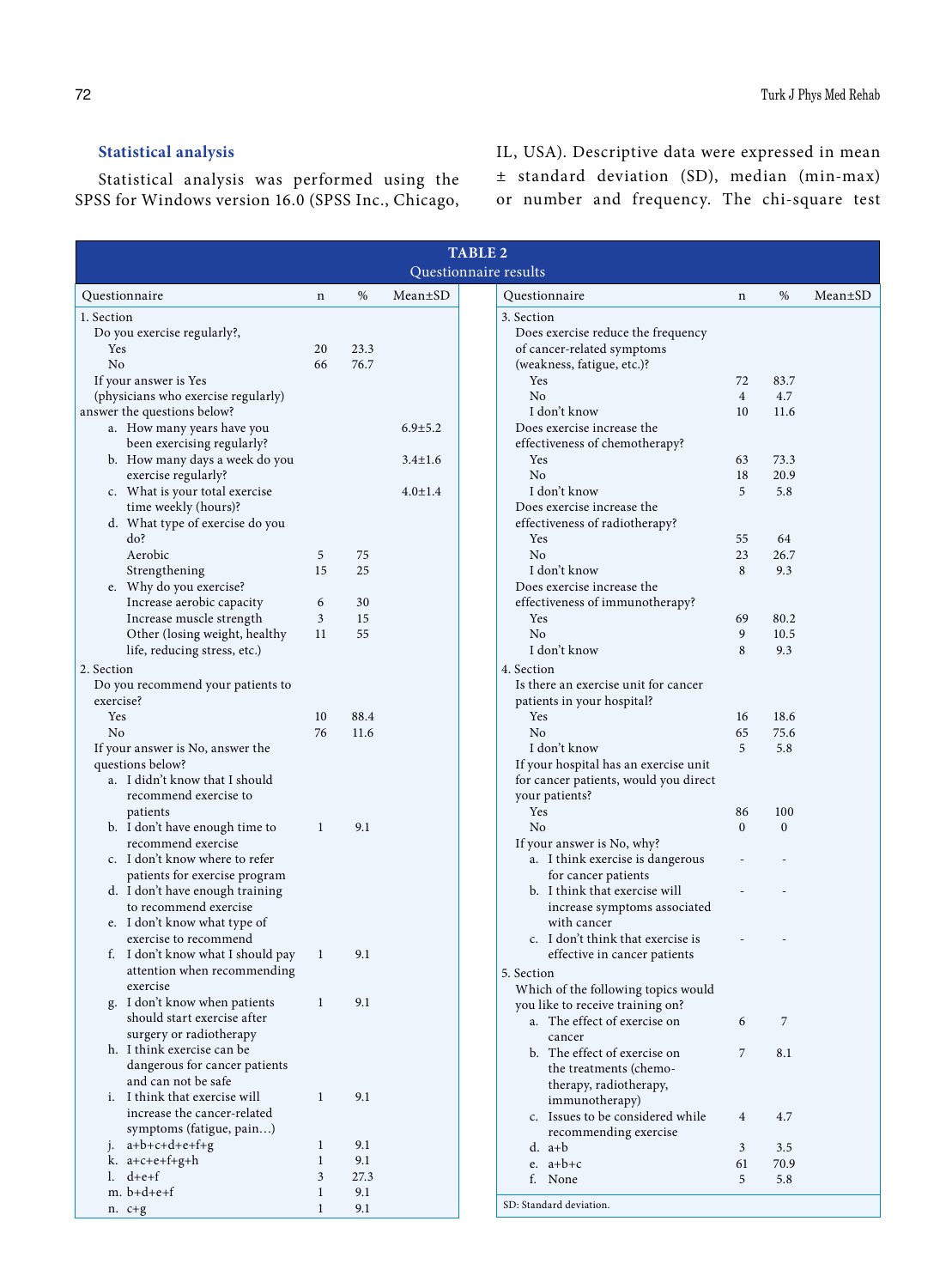### Statistical analysis

Statistical analysis was performed using the SPSS for Windows version 16.0 (SPSS Inc., Chicago, IL, USA). Descriptive data were expressed in mean ± standard deviation (SD), median (min-max) or number and frequency. The chi-square test

**TABLE 2**
**Questionnaire results**

| Questionnaire | n | % | Mean±SD |
|---|---|---|---|
| 1. Section | | | |
| Do you exercise regularly?, | | | |
| Yes | 20 | 23.3 | |
| No | 66 | 76.7 | |
| If your answer is Yes (physicians who exercise regularly) answer the questions below? | | | |
| a. How many years have you been exercising regularly? | | | 6.9±5.2 |
| b. How many days a week do you exercise regularly? | | | 3.4±1.6 |
| c. What is your total exercise time weekly (hours)? | | | 4.0±1.4 |
| d. What type of exercise do you do? | | | |
| Aerobic | 5 | 75 | |
| Strengthening | 15 | 25 | |
| e. Why do you exercise? | | | |
| Increase aerobic capacity | 6 | 30 | |
| Increase muscle strength | 3 | 15 | |
| Other (losing weight, healthy life, reducing stress, etc.) | 11 | 55 | |
| 2. Section | | | |
| Do you recommend your patients to exercise? | | | |
| Yes | 10 | 88.4 | |
| No | 76 | 11.6 | |
| If your answer is No, answer the questions below? | | | |
| a. I didn't know that I should recommend exercise to patients | | | |
| b. I don't have enough time to recommend exercise | 1 | 9.1 | |
| c. I don't know where to refer patients for exercise program | | | |
| d. I don't have enough training to recommend exercise | | | |
| e. I don't know what type of exercise to recommend | | | |
| f. I don't know what I should pay attention when recommending exercise | 1 | 9.1 | |
| g. I don't know when patients should start exercise after surgery or radiotherapy | 1 | 9.1 | |
| h. I think exercise can be dangerous for cancer patients and can not be safe | | | |
| i. I think that exercise will increase the cancer-related symptoms (fatigue, pain…) | 1 | 9.1 | |
| j. a+b+c+d+e+f+g | 1 | 9.1 | |
| k. a+c+e+f+g+h | 1 | 9.1 | |
| l. d+e+f | 3 | 27.3 | |
| m. b+d+e+f | 1 | 9.1 | |
| n. c+g | 1 | 9.1 | |
| 3. Section | | | |
| Does exercise reduce the frequency of cancer-related symptoms (weakness, fatigue, etc.)? | | | |
| Yes | 72 | 83.7 | |
| No | 4 | 4.7 | |
| I don't know | 10 | 11.6 | |
| Does exercise increase the effectiveness of chemotherapy? | | | |
| Yes | 63 | 73.3 | |
| No | 18 | 20.9 | |
| I don't know | 5 | 5.8 | |
| Does exercise increase the effectiveness of radiotherapy? | | | |
| Yes | 55 | 64 | |
| No | 23 | 26.7 | |
| I don't know | 8 | 9.3 | |
| Does exercise increase the effectiveness of immunotherapy? | | | |
| Yes | 69 | 80.2 | |
| No | 9 | 10.5 | |
| I don't know | 8 | 9.3 | |
| 4. Section | | | |
| Is there an exercise unit for cancer patients in your hospital? | | | |
| Yes | 16 | 18.6 | |
| No | 65 | 75.6 | |
| I don't know | 5 | 5.8 | |
| If your hospital has an exercise unit for cancer patients, would you direct your patients? | | | |
| Yes | 86 | 100 | |
| No | 0 | 0 | |
| If your answer is No, why? | | | |
| a. I think exercise is dangerous for cancer patients | - | - | |
| b. I think that exercise will increase symptoms associated with cancer | - | - | |
| c. I don't think that exercise is effective in cancer patients | - | - | |
| 5. Section | | | |
| Which of the following topics would you like to receive training on? | | | |
| a. The effect of exercise on cancer | 6 | 7 | |
| b. The effect of exercise on the treatments (chemotherapy, radiotherapy, immunotherapy) | 7 | 8.1 | |
| c. Issues to be considered while recommending exercise | 4 | 4.7 | |
| d. a+b | 3 | 3.5 | |
| e. a+b+c | 61 | 70.9 | |
| f. None | 5 | 5.8 | |

SD: Standard deviation.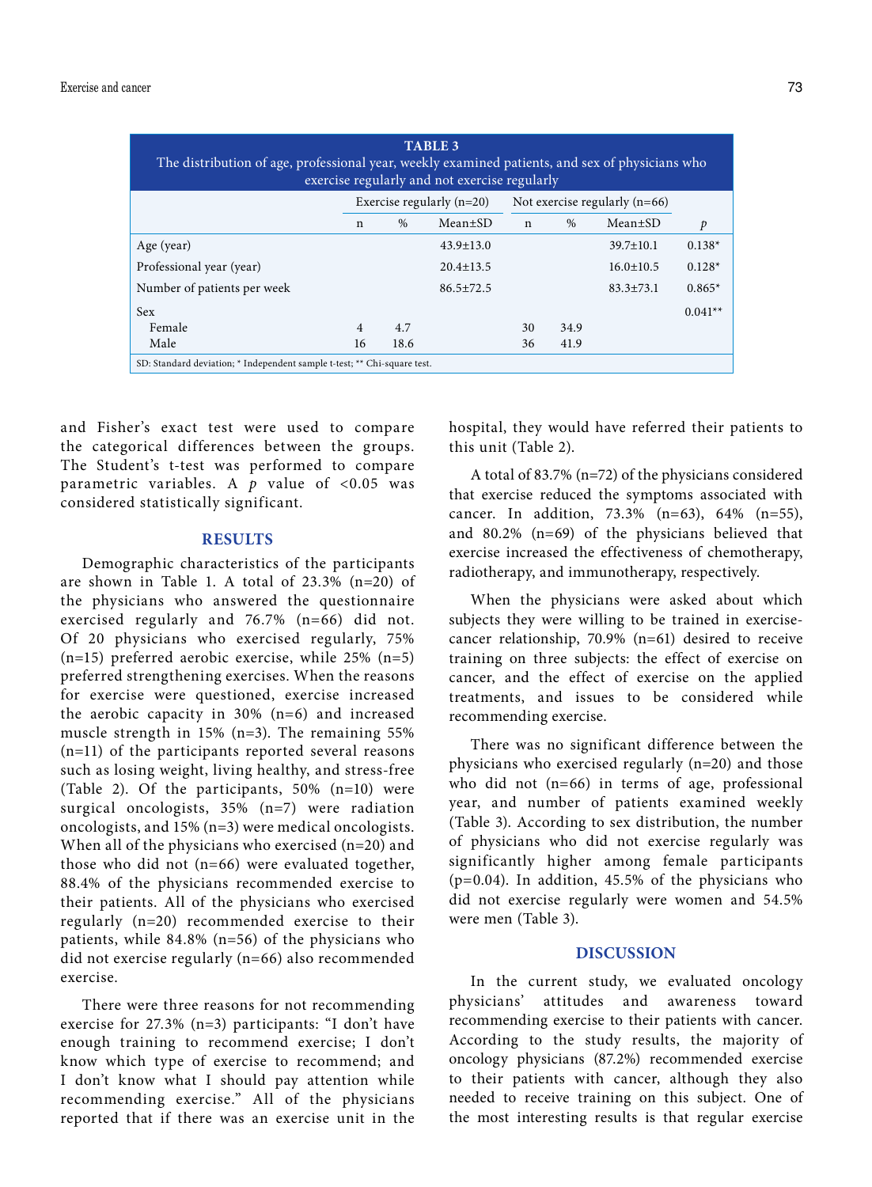| TABLE 3 The distribution of age, professional year, weekly examined patients, and sex of physicians who exercise regularly and not exercise regularly | | | | | | | |
|---|---|---|---|---|---|---|---|
| | Exercise regularly (n=20) | | | Not exercise regularly (n=66) | | | |
| | n | % | Mean±SD | n | % | Mean±SD | *p* |
| Age (year) | | | 43.9±13.0 | | | 39.7±10.1 | 0.138* |
| Professional year (year) | | | 20.4±13.5 | | | 16.0±10.5 | 0.128* |
| Number of patients per week | | | 86.5±72.5 | | | 83.3±73.1 | 0.865* |
| Sex | | | | | | | 0.041** |
| Female | 4 | 4.7 | | 30 | 34.9 | | |
| Male | 16 | 18.6 | | 36 | 41.9 | | |

SD: Standard deviation; * Independent sample t-test; ** Chi-square test.

and Fisher's exact test were used to compare the categorical differences between the groups. The Student's t-test was performed to compare parametric variables. A $p$ value of <0.05 was considered statistically significant.

## RESULTS

Demographic characteristics of the participants are shown in Table 1. A total of 23.3% (n=20) of the physicians who answered the questionnaire exercised regularly and 76.7% (n=66) did not. Of 20 physicians who exercised regularly, 75% (n=15) preferred aerobic exercise, while 25% (n=5) preferred strengthening exercises. When the reasons for exercise were questioned, exercise increased the aerobic capacity in 30% (n=6) and increased muscle strength in 15% (n=3). The remaining 55% (n=11) of the participants reported several reasons such as losing weight, living healthy, and stress-free (Table 2). Of the participants, 50% (n=10) were surgical oncologists, 35% (n=7) were radiation oncologists, and 15% (n=3) were medical oncologists. When all of the physicians who exercised (n=20) and those who did not (n=66) were evaluated together, 88.4% of the physicians recommended exercise to their patients. All of the physicians who exercised regularly (n=20) recommended exercise to their patients, while 84.8% (n=56) of the physicians who did not exercise regularly (n=66) also recommended exercise.

There were three reasons for not recommending exercise for 27.3% (n=3) participants: "I don't have enough training to recommend exercise; I don't know which type of exercise to recommend; and I don't know what I should pay attention while recommending exercise." All of the physicians reported that if there was an exercise unit in the hospital, they would have referred their patients to this unit (Table 2).

A total of 83.7% (n=72) of the physicians considered that exercise reduced the symptoms associated with cancer. In addition, 73.3% (n=63), 64% (n=55), and 80.2% (n=69) of the physicians believed that exercise increased the effectiveness of chemotherapy, radiotherapy, and immunotherapy, respectively.

When the physicians were asked about which subjects they were willing to be trained in exercise-cancer relationship, 70.9% (n=61) desired to receive training on three subjects: the effect of exercise on cancer, and the effect of exercise on the applied treatments, and issues to be considered while recommending exercise.

There was no significant difference between the physicians who exercised regularly (n=20) and those who did not (n=66) in terms of age, professional year, and number of patients examined weekly (Table 3). According to sex distribution, the number of physicians who did not exercise regularly was significantly higher among female participants (p=0.04). In addition, 45.5% of the physicians who did not exercise regularly were women and 54.5% were men (Table 3).

## DISCUSSION

In the current study, we evaluated oncology physicians' attitudes and awareness toward recommending exercise to their patients with cancer. According to the study results, the majority of oncology physicians (87.2%) recommended exercise to their patients with cancer, although they also needed to receive training on this subject. One of the most interesting results is that regular exercise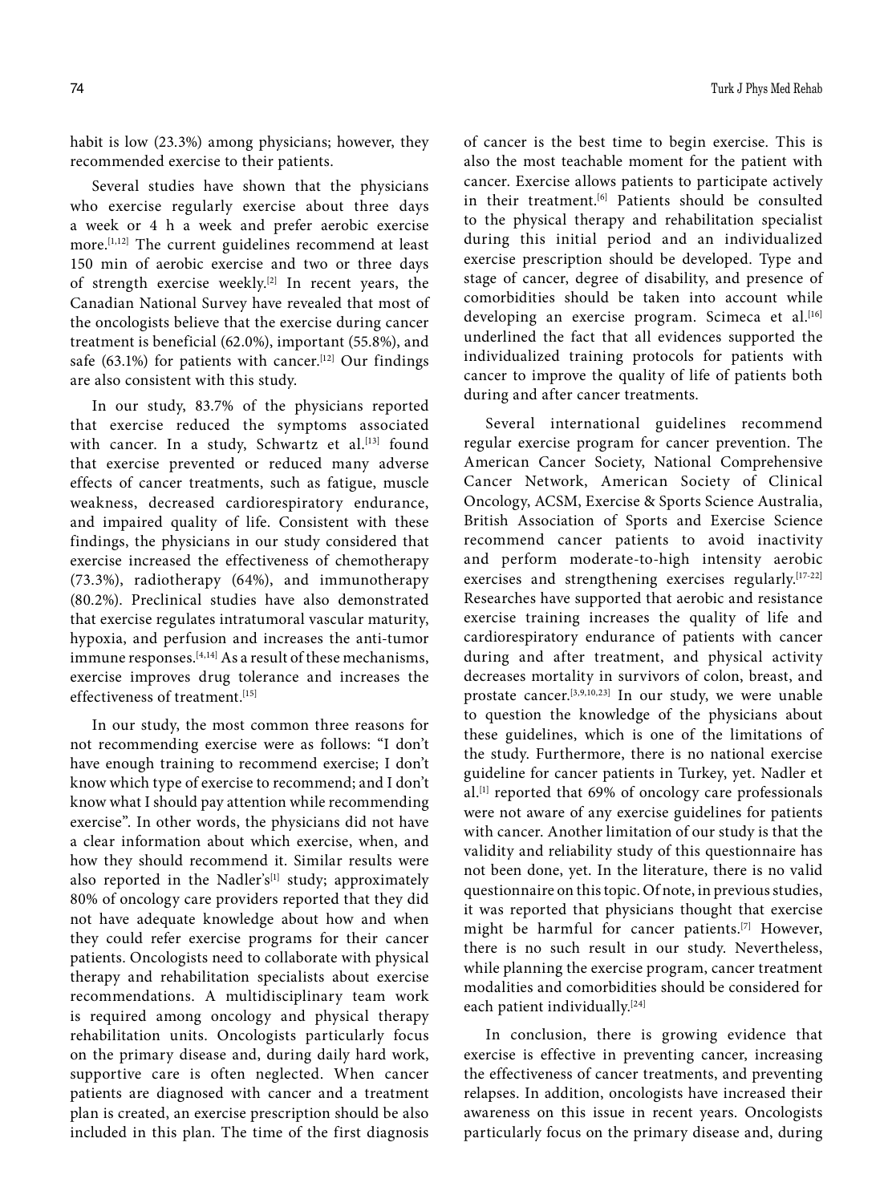habit is low (23.3%) among physicians; however, they recommended exercise to their patients.

Several studies have shown that the physicians who exercise regularly exercise about three days a week or 4 h a week and prefer aerobic exercise more.[1,12] The current guidelines recommend at least 150 min of aerobic exercise and two or three days of strength exercise weekly.[2] In recent years, the Canadian National Survey have revealed that most of the oncologists believe that the exercise during cancer treatment is beneficial (62.0%), important (55.8%), and safe (63.1%) for patients with cancer.[12] Our findings are also consistent with this study.

In our study, 83.7% of the physicians reported that exercise reduced the symptoms associated with cancer. In a study, Schwartz et al.[13] found that exercise prevented or reduced many adverse effects of cancer treatments, such as fatigue, muscle weakness, decreased cardiorespiratory endurance, and impaired quality of life. Consistent with these findings, the physicians in our study considered that exercise increased the effectiveness of chemotherapy (73.3%), radiotherapy (64%), and immunotherapy (80.2%). Preclinical studies have also demonstrated that exercise regulates intratumoral vascular maturity, hypoxia, and perfusion and increases the anti-tumor immune responses.[4,14] As a result of these mechanisms, exercise improves drug tolerance and increases the effectiveness of treatment.[15]

In our study, the most common three reasons for not recommending exercise were as follows: "I don't have enough training to recommend exercise; I don't know which type of exercise to recommend; and I don't know what I should pay attention while recommending exercise". In other words, the physicians did not have a clear information about which exercise, when, and how they should recommend it. Similar results were also reported in the Nadler's[1] study; approximately 80% of oncology care providers reported that they did not have adequate knowledge about how and when they could refer exercise programs for their cancer patients. Oncologists need to collaborate with physical therapy and rehabilitation specialists about exercise recommendations. A multidisciplinary team work is required among oncology and physical therapy rehabilitation units. Oncologists particularly focus on the primary disease and, during daily hard work, supportive care is often neglected. When cancer patients are diagnosed with cancer and a treatment plan is created, an exercise prescription should be also included in this plan. The time of the first diagnosis of cancer is the best time to begin exercise. This is also the most teachable moment for the patient with cancer. Exercise allows patients to participate actively in their treatment.[6] Patients should be consulted to the physical therapy and rehabilitation specialist during this initial period and an individualized exercise prescription should be developed. Type and stage of cancer, degree of disability, and presence of comorbidities should be taken into account while developing an exercise program. Scimeca et al.[16] underlined the fact that all evidences supported the individualized training protocols for patients with cancer to improve the quality of life of patients both during and after cancer treatments.

Several international guidelines recommend regular exercise program for cancer prevention. The American Cancer Society, National Comprehensive Cancer Network, American Society of Clinical Oncology, ACSM, Exercise & Sports Science Australia, British Association of Sports and Exercise Science recommend cancer patients to avoid inactivity and perform moderate-to-high intensity aerobic exercises and strengthening exercises regularly.[17-22] Researches have supported that aerobic and resistance exercise training increases the quality of life and cardiorespiratory endurance of patients with cancer during and after treatment, and physical activity decreases mortality in survivors of colon, breast, and prostate cancer.[3,9,10,23] In our study, we were unable to question the knowledge of the physicians about these guidelines, which is one of the limitations of the study. Furthermore, there is no national exercise guideline for cancer patients in Turkey, yet. Nadler et al.[1] reported that 69% of oncology care professionals were not aware of any exercise guidelines for patients with cancer. Another limitation of our study is that the validity and reliability study of this questionnaire has not been done, yet. In the literature, there is no valid questionnaire on this topic. Of note, in previous studies, it was reported that physicians thought that exercise might be harmful for cancer patients.[7] However, there is no such result in our study. Nevertheless, while planning the exercise program, cancer treatment modalities and comorbidities should be considered for each patient individually.[24]

In conclusion, there is growing evidence that exercise is effective in preventing cancer, increasing the effectiveness of cancer treatments, and preventing relapses. In addition, oncologists have increased their awareness on this issue in recent years. Oncologists particularly focus on the primary disease and, during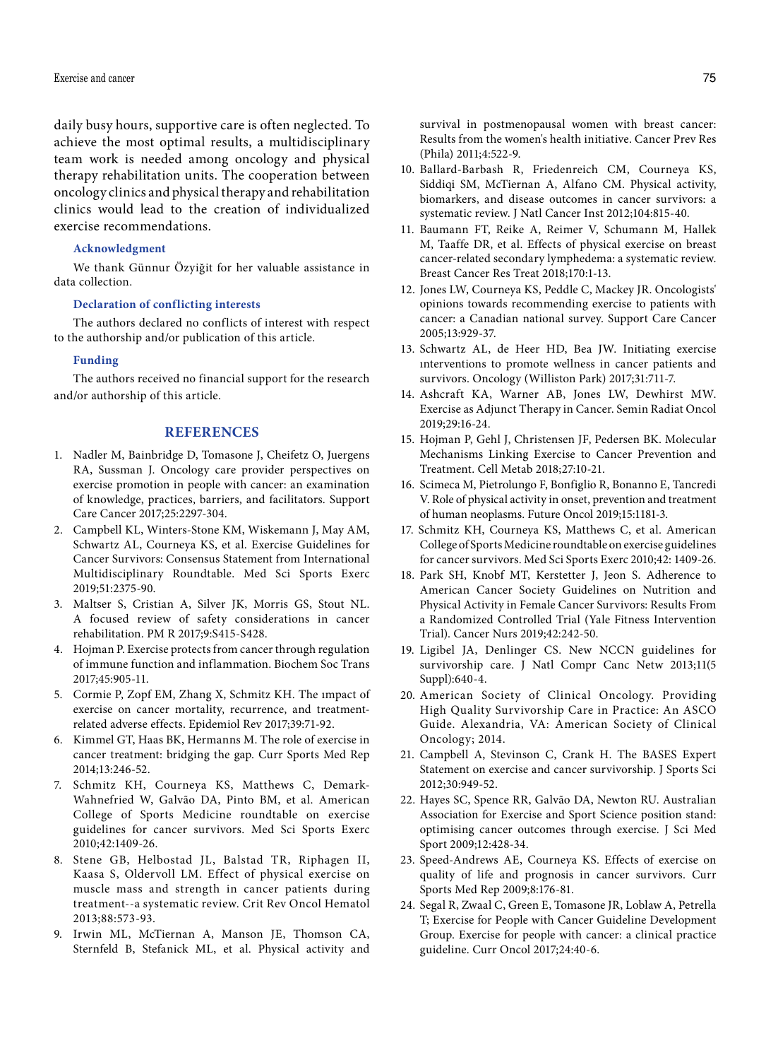daily busy hours, supportive care is often neglected. To achieve the most optimal results, a multidisciplinary team work is needed among oncology and physical therapy rehabilitation units. The cooperation between oncology clinics and physical therapy and rehabilitation clinics would lead to the creation of individualized exercise recommendations.

### Acknowledgment

We thank Günnur Özyiğit for her valuable assistance in data collection.

### Declaration of conflicting interests

The authors declared no conflicts of interest with respect to the authorship and/or publication of this article.

### Funding

The authors received no financial support for the research and/or authorship of this article.

## REFERENCES

1. Nadler M, Bainbridge D, Tomasone J, Cheifetz O, Juergens RA, Sussman J. Oncology care provider perspectives on exercise promotion in people with cancer: an examination of knowledge, practices, barriers, and facilitators. Support Care Cancer 2017;25:2297-304.
2. Campbell KL, Winters-Stone KM, Wiskemann J, May AM, Schwartz AL, Courneya KS, et al. Exercise Guidelines for Cancer Survivors: Consensus Statement from International Multidisciplinary Roundtable. Med Sci Sports Exerc 2019;51:2375-90.
3. Maltser S, Cristian A, Silver JK, Morris GS, Stout NL. A focused review of safety considerations in cancer rehabilitation. PM R 2017;9:S415-S428.
4. Hojman P. Exercise protects from cancer through regulation of immune function and inflammation. Biochem Soc Trans 2017;45:905-11.
5. Cormie P, Zopf EM, Zhang X, Schmitz KH. The ımpact of exercise on cancer mortality, recurrence, and treatment-related adverse effects. Epidemiol Rev 2017;39:71-92.
6. Kimmel GT, Haas BK, Hermanns M. The role of exercise in cancer treatment: bridging the gap. Curr Sports Med Rep 2014;13:246-52.
7. Schmitz KH, Courneya KS, Matthews C, Demark-Wahnefried W, Galvão DA, Pinto BM, et al. American College of Sports Medicine roundtable on exercise guidelines for cancer survivors. Med Sci Sports Exerc 2010;42:1409-26.
8. Stene GB, Helbostad JL, Balstad TR, Riphagen II, Kaasa S, Oldervoll LM. Effect of physical exercise on muscle mass and strength in cancer patients during treatment--a systematic review. Crit Rev Oncol Hematol 2013;88:573-93.
9. Irwin ML, McTiernan A, Manson JE, Thomson CA, Sternfeld B, Stefanick ML, et al. Physical activity and survival in postmenopausal women with breast cancer: Results from the women's health initiative. Cancer Prev Res (Phila) 2011;4:522-9.
10. Ballard-Barbash R, Friedenreich CM, Courneya KS, Siddiqi SM, McTiernan A, Alfano CM. Physical activity, biomarkers, and disease outcomes in cancer survivors: a systematic review. J Natl Cancer Inst 2012;104:815-40.
11. Baumann FT, Reike A, Reimer V, Schumann M, Hallek M, Taaffe DR, et al. Effects of physical exercise on breast cancer-related secondary lymphedema: a systematic review. Breast Cancer Res Treat 2018;170:1-13.
12. Jones LW, Courneya KS, Peddle C, Mackey JR. Oncologists' opinions towards recommending exercise to patients with cancer: a Canadian national survey. Support Care Cancer 2005;13:929-37.
13. Schwartz AL, de Heer HD, Bea JW. Initiating exercise ınterventions to promote wellness in cancer patients and survivors. Oncology (Williston Park) 2017;31:711-7.
14. Ashcraft KA, Warner AB, Jones LW, Dewhirst MW. Exercise as Adjunct Therapy in Cancer. Semin Radiat Oncol 2019;29:16-24.
15. Hojman P, Gehl J, Christensen JF, Pedersen BK. Molecular Mechanisms Linking Exercise to Cancer Prevention and Treatment. Cell Metab 2018;27:10-21.
16. Scimeca M, Pietrolungo F, Bonfiglio R, Bonanno E, Tancredi V. Role of physical activity in onset, prevention and treatment of human neoplasms. Future Oncol 2019;15:1181-3.
17. Schmitz KH, Courneya KS, Matthews C, et al. American College of Sports Medicine roundtable on exercise guidelines for cancer survivors. Med Sci Sports Exerc 2010;42: 1409-26.
18. Park SH, Knobf MT, Kerstetter J, Jeon S. Adherence to American Cancer Society Guidelines on Nutrition and Physical Activity in Female Cancer Survivors: Results From a Randomized Controlled Trial (Yale Fitness Intervention Trial). Cancer Nurs 2019;42:242-50.
19. Ligibel JA, Denlinger CS. New NCCN guidelines for survivorship care. J Natl Compr Canc Netw 2013;11(5 Suppl):640-4.
20. American Society of Clinical Oncology. Providing High Quality Survivorship Care in Practice: An ASCO Guide. Alexandria, VA: American Society of Clinical Oncology; 2014.
21. Campbell A, Stevinson C, Crank H. The BASES Expert Statement on exercise and cancer survivorship. J Sports Sci 2012;30:949-52.
22. Hayes SC, Spence RR, Galvão DA, Newton RU. Australian Association for Exercise and Sport Science position stand: optimising cancer outcomes through exercise. J Sci Med Sport 2009;12:428-34.
23. Speed-Andrews AE, Courneya KS. Effects of exercise on quality of life and prognosis in cancer survivors. Curr Sports Med Rep 2009;8:176-81.
24. Segal R, Zwaal C, Green E, Tomasone JR, Loblaw A, Petrella T; Exercise for People with Cancer Guideline Development Group. Exercise for people with cancer: a clinical practice guideline. Curr Oncol 2017;24:40-6.